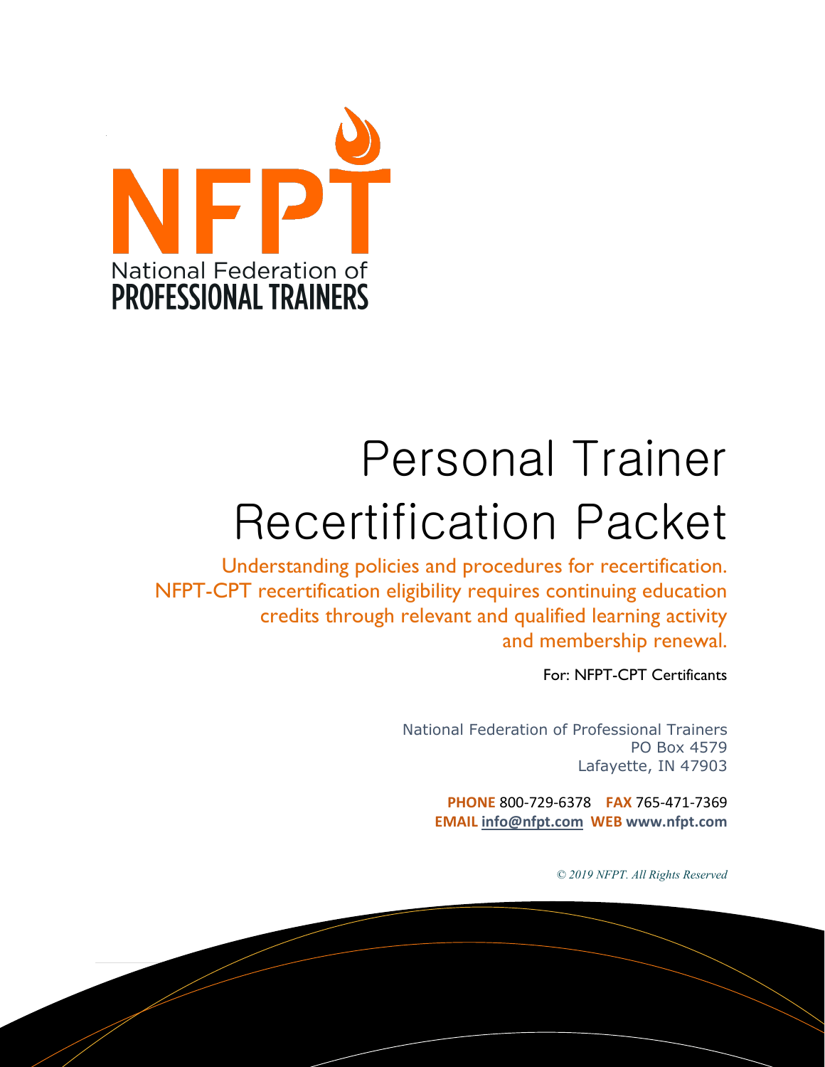NFPT

National Federation of
PROFESSIONAL TRAINERS

# Personal Trainer Recertification Packet

Understanding policies and procedures for recertification. NFPT-CPT recertification eligibility requires continuing education credits through relevant and qualified learning activity and membership renewal.

For: NFPT-CPT Certificants

National Federation of Professional Trainers
PO Box 4579
Lafayette, IN 47903

**PHONE** 800-729-6378 **FAX** 765-471-7369
**EMAIL** info@nfpt.com **WEB** www.nfpt.com

*© 2019 NFPT. All Rights Reserved*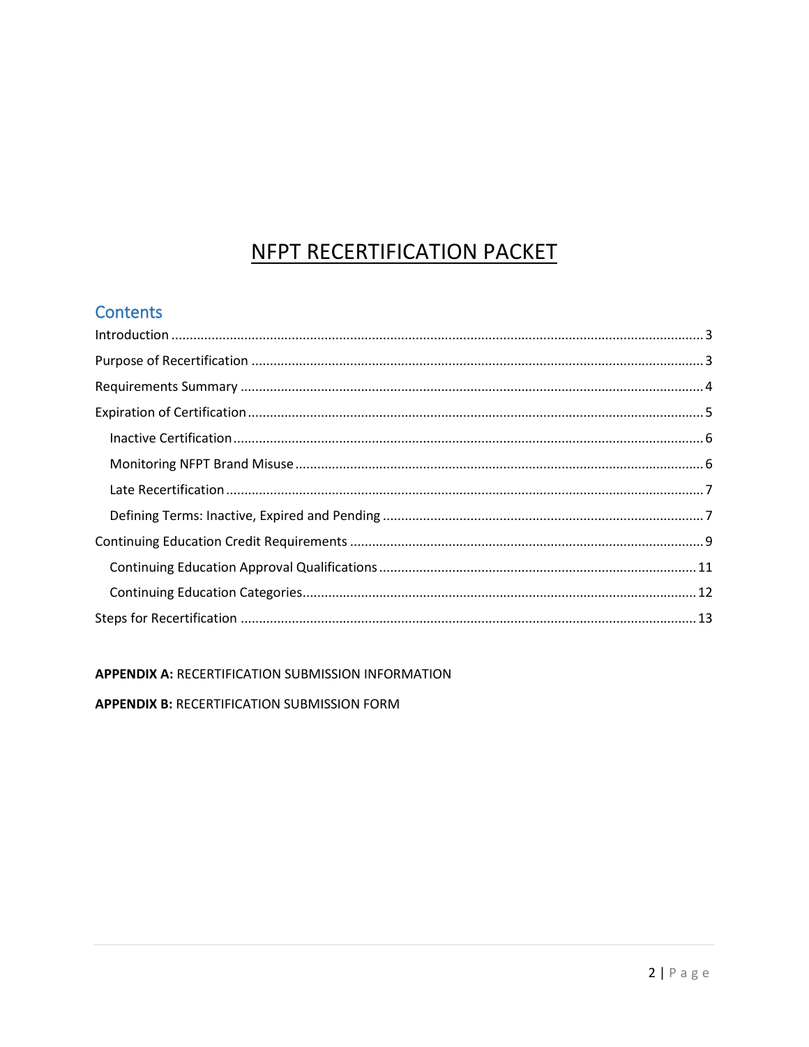# NFPT RECERTIFICATION PACKET

## Contents

Introduction .................................................................................................................................... 3

Purpose of Recertification ............................................................................................................ 3

Requirements Summary ................................................................................................................ 4

Expiration of Certification ............................................................................................................. 5

- Inactive Certification ................................................................................................................. 6
- Monitoring NFPT Brand Misuse ................................................................................................. 6
- Late Recertification ................................................................................................................... 7
- Defining Terms: Inactive, Expired and Pending ......................................................................... 7

Continuing Education Credit Requirements .................................................................................. 9

- Continuing Education Approval Qualifications ........................................................................ 11
- Continuing Education Categories ............................................................................................. 12

Steps for Recertification .............................................................................................................. 13

**APPENDIX A:** RECERTIFICATION SUBMISSION INFORMATION

**APPENDIX B:** RECERTIFICATION SUBMISSION FORM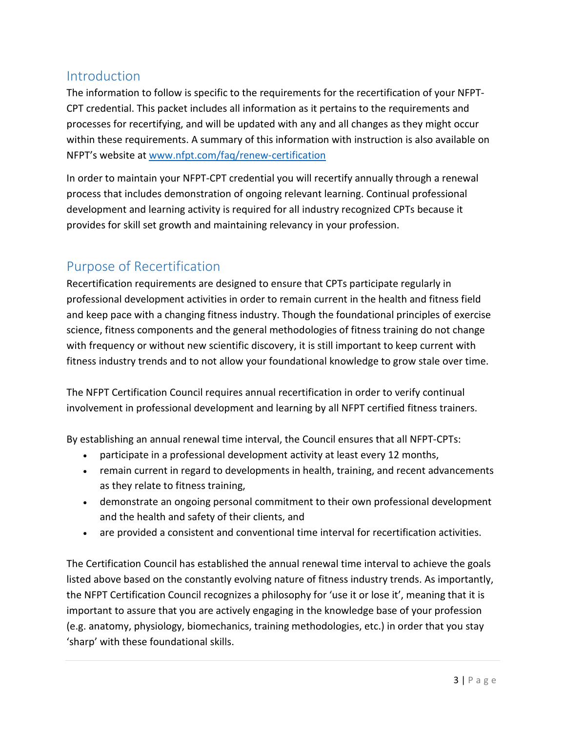## Introduction

The information to follow is specific to the requirements for the recertification of your NFPT-CPT credential. This packet includes all information as it pertains to the requirements and processes for recertifying, and will be updated with any and all changes as they might occur within these requirements. A summary of this information with instruction is also available on NFPT's website at [www.nfpt.com/faq/renew-certification](www.nfpt.com/faq/renew-certification)

In order to maintain your NFPT-CPT credential you will recertify annually through a renewal process that includes demonstration of ongoing relevant learning. Continual professional development and learning activity is required for all industry recognized CPTs because it provides for skill set growth and maintaining relevancy in your profession.

## Purpose of Recertification

Recertification requirements are designed to ensure that CPTs participate regularly in professional development activities in order to remain current in the health and fitness field and keep pace with a changing fitness industry. Though the foundational principles of exercise science, fitness components and the general methodologies of fitness training do not change with frequency or without new scientific discovery, it is still important to keep current with fitness industry trends and to not allow your foundational knowledge to grow stale over time.

The NFPT Certification Council requires annual recertification in order to verify continual involvement in professional development and learning by all NFPT certified fitness trainers.

By establishing an annual renewal time interval, the Council ensures that all NFPT-CPTs:

- participate in a professional development activity at least every 12 months,
- remain current in regard to developments in health, training, and recent advancements as they relate to fitness training,
- demonstrate an ongoing personal commitment to their own professional development and the health and safety of their clients, and
- are provided a consistent and conventional time interval for recertification activities.

The Certification Council has established the annual renewal time interval to achieve the goals listed above based on the constantly evolving nature of fitness industry trends. As importantly, the NFPT Certification Council recognizes a philosophy for 'use it or lose it', meaning that it is important to assure that you are actively engaging in the knowledge base of your profession (e.g. anatomy, physiology, biomechanics, training methodologies, etc.) in order that you stay 'sharp' with these foundational skills.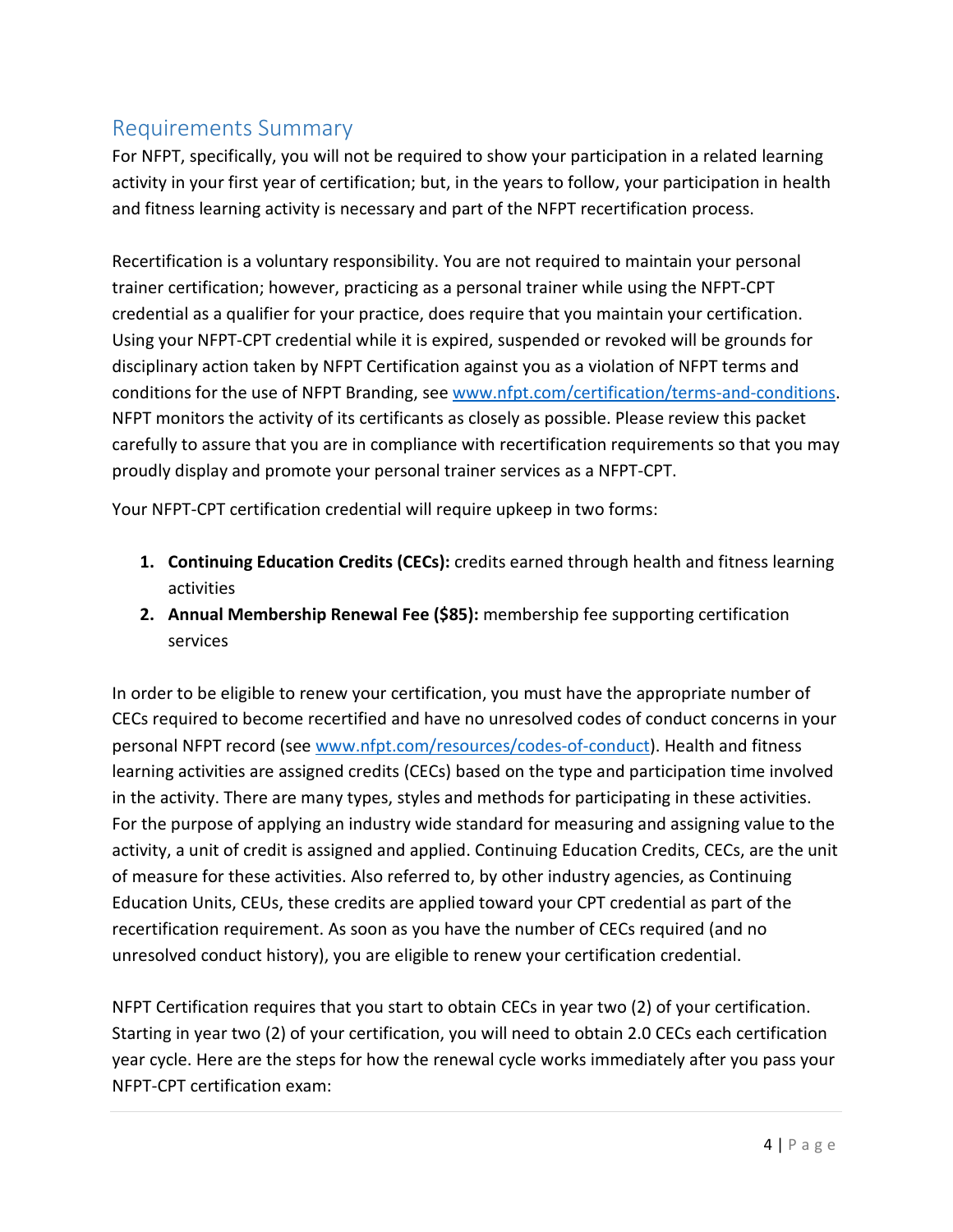## Requirements Summary

For NFPT, specifically, you will not be required to show your participation in a related learning activity in your first year of certification; but, in the years to follow, your participation in health and fitness learning activity is necessary and part of the NFPT recertification process.

Recertification is a voluntary responsibility. You are not required to maintain your personal trainer certification; however, practicing as a personal trainer while using the NFPT-CPT credential as a qualifier for your practice, does require that you maintain your certification. Using your NFPT-CPT credential while it is expired, suspended or revoked will be grounds for disciplinary action taken by NFPT Certification against you as a violation of NFPT terms and conditions for the use of NFPT Branding, see [www.nfpt.com/certification/terms-and-conditions](www.nfpt.com/certification/terms-and-conditions). NFPT monitors the activity of its certificants as closely as possible. Please review this packet carefully to assure that you are in compliance with recertification requirements so that you may proudly display and promote your personal trainer services as a NFPT-CPT.

Your NFPT-CPT certification credential will require upkeep in two forms:

1. **Continuing Education Credits (CECs):** credits earned through health and fitness learning activities
2. **Annual Membership Renewal Fee ($85):** membership fee supporting certification services

In order to be eligible to renew your certification, you must have the appropriate number of CECs required to become recertified and have no unresolved codes of conduct concerns in your personal NFPT record (see [www.nfpt.com/resources/codes-of-conduct](www.nfpt.com/resources/codes-of-conduct)). Health and fitness learning activities are assigned credits (CECs) based on the type and participation time involved in the activity. There are many types, styles and methods for participating in these activities. For the purpose of applying an industry wide standard for measuring and assigning value to the activity, a unit of credit is assigned and applied. Continuing Education Credits, CECs, are the unit of measure for these activities. Also referred to, by other industry agencies, as Continuing Education Units, CEUs, these credits are applied toward your CPT credential as part of the recertification requirement. As soon as you have the number of CECs required (and no unresolved conduct history), you are eligible to renew your certification credential.

NFPT Certification requires that you start to obtain CECs in year two (2) of your certification. Starting in year two (2) of your certification, you will need to obtain 2.0 CECs each certification year cycle. Here are the steps for how the renewal cycle works immediately after you pass your NFPT-CPT certification exam: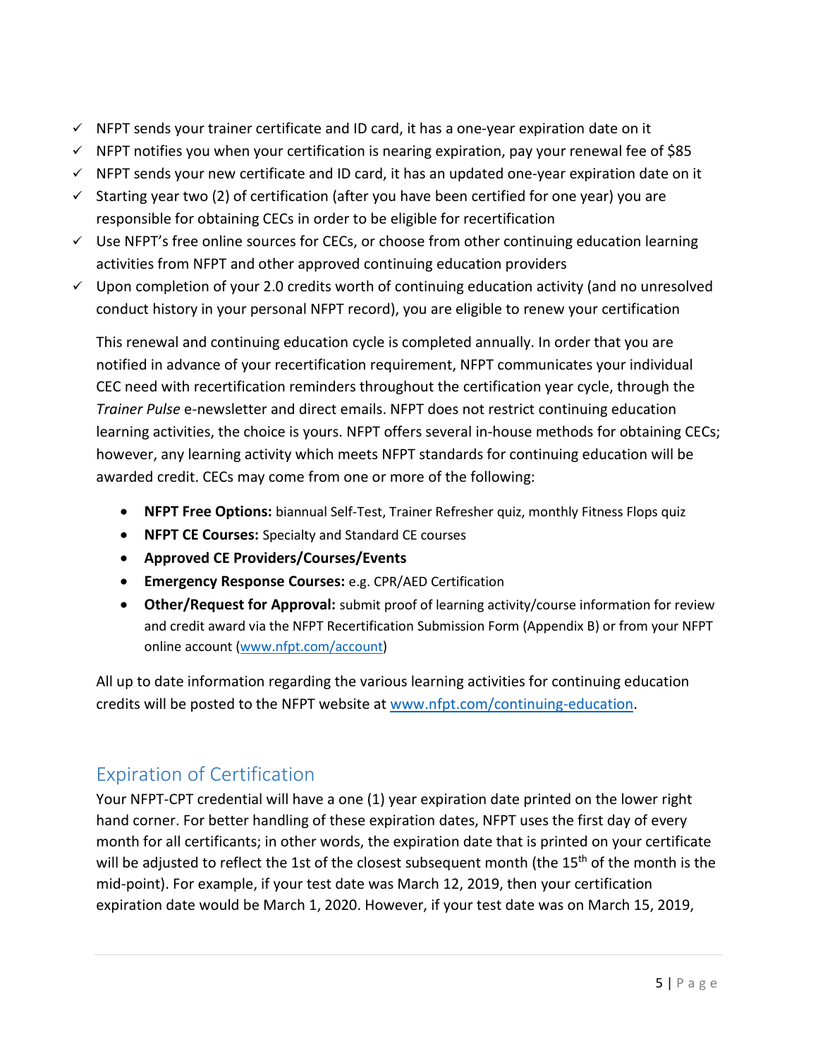- ✓ NFPT sends your trainer certificate and ID card, it has a one-year expiration date on it
- ✓ NFPT notifies you when your certification is nearing expiration, pay your renewal fee of $85
- ✓ NFPT sends your new certificate and ID card, it has an updated one-year expiration date on it
- ✓ Starting year two (2) of certification (after you have been certified for one year) you are responsible for obtaining CECs in order to be eligible for recertification
- ✓ Use NFPT's free online sources for CECs, or choose from other continuing education learning activities from NFPT and other approved continuing education providers
- ✓ Upon completion of your 2.0 credits worth of continuing education activity (and no unresolved conduct history in your personal NFPT record), you are eligible to renew your certification

This renewal and continuing education cycle is completed annually. In order that you are notified in advance of your recertification requirement, NFPT communicates your individual CEC need with recertification reminders throughout the certification year cycle, through the *Trainer Pulse* e-newsletter and direct emails. NFPT does not restrict continuing education learning activities, the choice is yours. NFPT offers several in-house methods for obtaining CECs; however, any learning activity which meets NFPT standards for continuing education will be awarded credit. CECs may come from one or more of the following:

- **NFPT Free Options:** biannual Self-Test, Trainer Refresher quiz, monthly Fitness Flops quiz
- **NFPT CE Courses:** Specialty and Standard CE courses
- **Approved CE Providers/Courses/Events**
- **Emergency Response Courses:** e.g. CPR/AED Certification
- **Other/Request for Approval:** submit proof of learning activity/course information for review and credit award via the NFPT Recertification Submission Form (Appendix B) or from your NFPT online account (www.nfpt.com/account)

All up to date information regarding the various learning activities for continuing education credits will be posted to the NFPT website at www.nfpt.com/continuing-education.

## Expiration of Certification

Your NFPT-CPT credential will have a one (1) year expiration date printed on the lower right hand corner. For better handling of these expiration dates, NFPT uses the first day of every month for all certificants; in other words, the expiration date that is printed on your certificate will be adjusted to reflect the 1st of the closest subsequent month (the 15th of the month is the mid-point). For example, if your test date was March 12, 2019, then your certification expiration date would be March 1, 2020. However, if your test date was on March 15, 2019,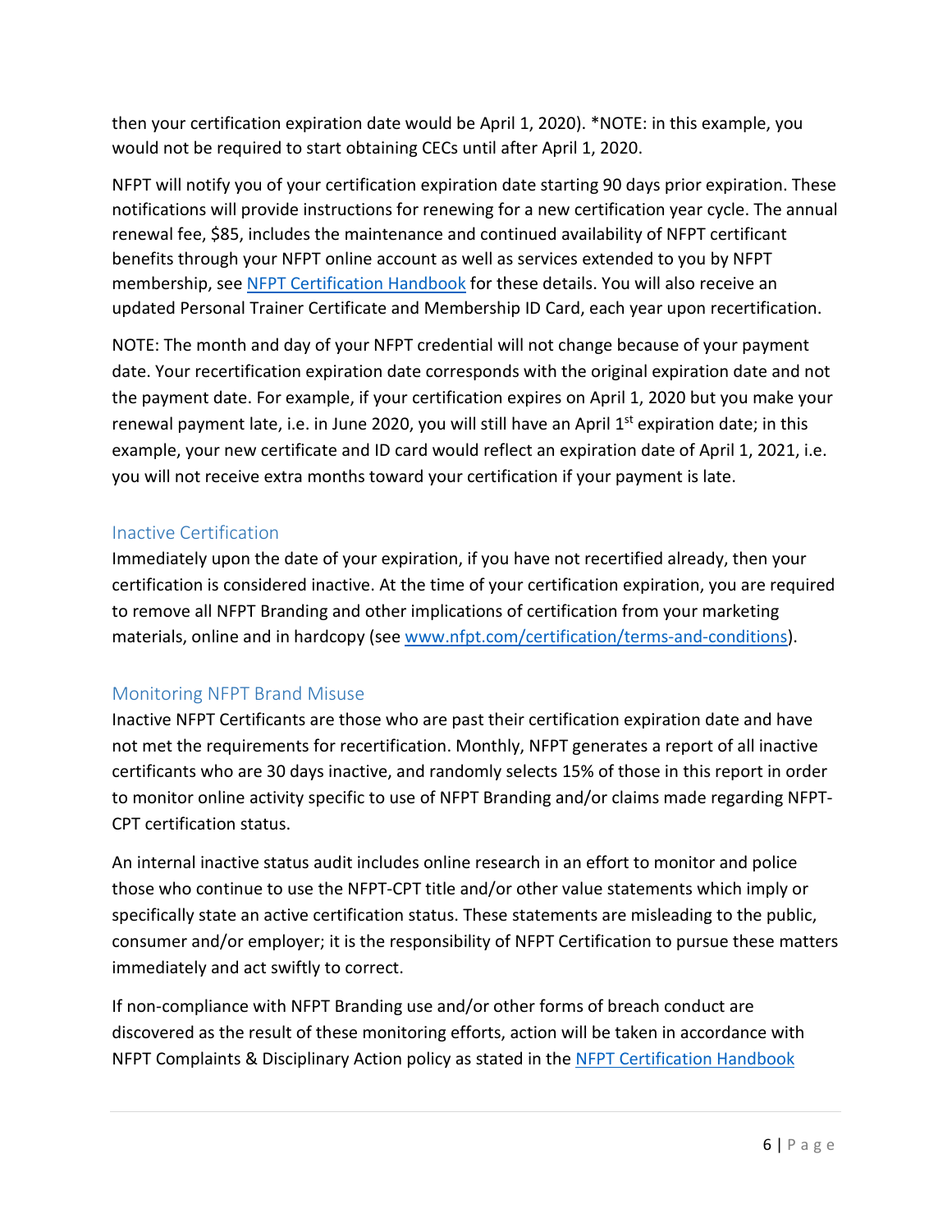then your certification expiration date would be April 1, 2020). *NOTE: in this example, you would not be required to start obtaining CECs until after April 1, 2020.

NFPT will notify you of your certification expiration date starting 90 days prior expiration. These notifications will provide instructions for renewing for a new certification year cycle. The annual renewal fee, $85, includes the maintenance and continued availability of NFPT certificant benefits through your NFPT online account as well as services extended to you by NFPT membership, see [NFPT Certification Handbook] for these details. You will also receive an updated Personal Trainer Certificate and Membership ID Card, each year upon recertification.

NOTE: The month and day of your NFPT credential will not change because of your payment date. Your recertification expiration date corresponds with the original expiration date and not the payment date. For example, if your certification expires on April 1, 2020 but you make your renewal payment late, i.e. in June 2020, you will still have an April 1st expiration date; in this example, your new certificate and ID card would reflect an expiration date of April 1, 2021, i.e. you will not receive extra months toward your certification if your payment is late.

## Inactive Certification

Immediately upon the date of your expiration, if you have not recertified already, then your certification is considered inactive. At the time of your certification expiration, you are required to remove all NFPT Branding and other implications of certification from your marketing materials, online and in hardcopy (see www.nfpt.com/certification/terms-and-conditions).

## Monitoring NFPT Brand Misuse

Inactive NFPT Certificants are those who are past their certification expiration date and have not met the requirements for recertification. Monthly, NFPT generates a report of all inactive certificants who are 30 days inactive, and randomly selects 15% of those in this report in order to monitor online activity specific to use of NFPT Branding and/or claims made regarding NFPT-CPT certification status.

An internal inactive status audit includes online research in an effort to monitor and police those who continue to use the NFPT-CPT title and/or other value statements which imply or specifically state an active certification status. These statements are misleading to the public, consumer and/or employer; it is the responsibility of NFPT Certification to pursue these matters immediately and act swiftly to correct.

If non-compliance with NFPT Branding use and/or other forms of breach conduct are discovered as the result of these monitoring efforts, action will be taken in accordance with NFPT Complaints & Disciplinary Action policy as stated in the NFPT Certification Handbook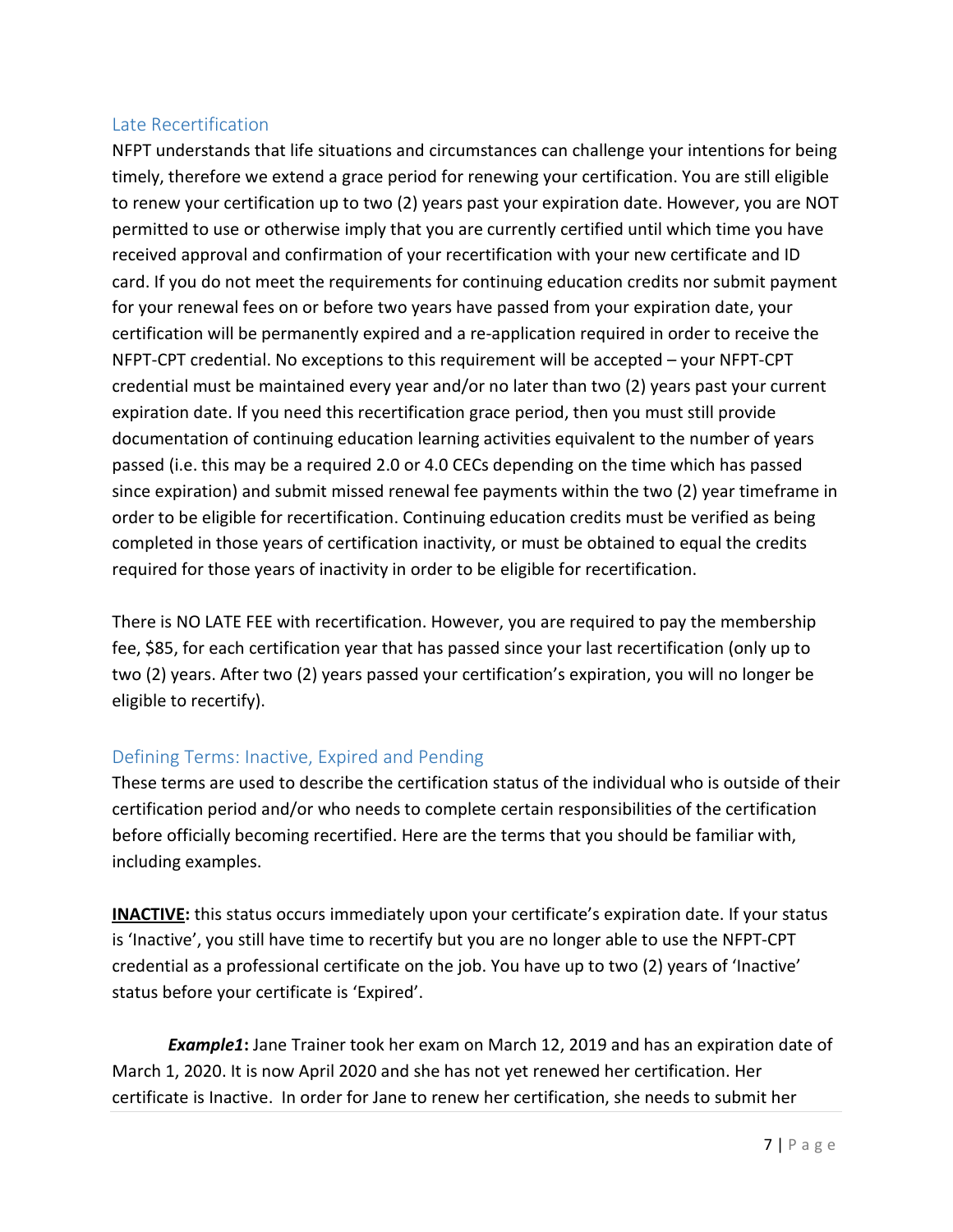## Late Recertification

NFPT understands that life situations and circumstances can challenge your intentions for being timely, therefore we extend a grace period for renewing your certification. You are still eligible to renew your certification up to two (2) years past your expiration date. However, you are NOT permitted to use or otherwise imply that you are currently certified until which time you have received approval and confirmation of your recertification with your new certificate and ID card. If you do not meet the requirements for continuing education credits nor submit payment for your renewal fees on or before two years have passed from your expiration date, your certification will be permanently expired and a re-application required in order to receive the NFPT-CPT credential. No exceptions to this requirement will be accepted – your NFPT-CPT credential must be maintained every year and/or no later than two (2) years past your current expiration date. If you need this recertification grace period, then you must still provide documentation of continuing education learning activities equivalent to the number of years passed (i.e. this may be a required 2.0 or 4.0 CECs depending on the time which has passed since expiration) and submit missed renewal fee payments within the two (2) year timeframe in order to be eligible for recertification. Continuing education credits must be verified as being completed in those years of certification inactivity, or must be obtained to equal the credits required for those years of inactivity in order to be eligible for recertification.

There is NO LATE FEE with recertification. However, you are required to pay the membership fee, $85, for each certification year that has passed since your last recertification (only up to two (2) years. After two (2) years passed your certification's expiration, you will no longer be eligible to recertify).

## Defining Terms: Inactive, Expired and Pending

These terms are used to describe the certification status of the individual who is outside of their certification period and/or who needs to complete certain responsibilities of the certification before officially becoming recertified. Here are the terms that you should be familiar with, including examples.

**<u>INACTIVE</u>:** this status occurs immediately upon your certificate's expiration date. If your status is 'Inactive', you still have time to recertify but you are no longer able to use the NFPT-CPT credential as a professional certificate on the job. You have up to two (2) years of 'Inactive' status before your certificate is 'Expired'.

***Example1*:** Jane Trainer took her exam on March 12, 2019 and has an expiration date of March 1, 2020. It is now April 2020 and she has not yet renewed her certification. Her certificate is Inactive. In order for Jane to renew her certification, she needs to submit her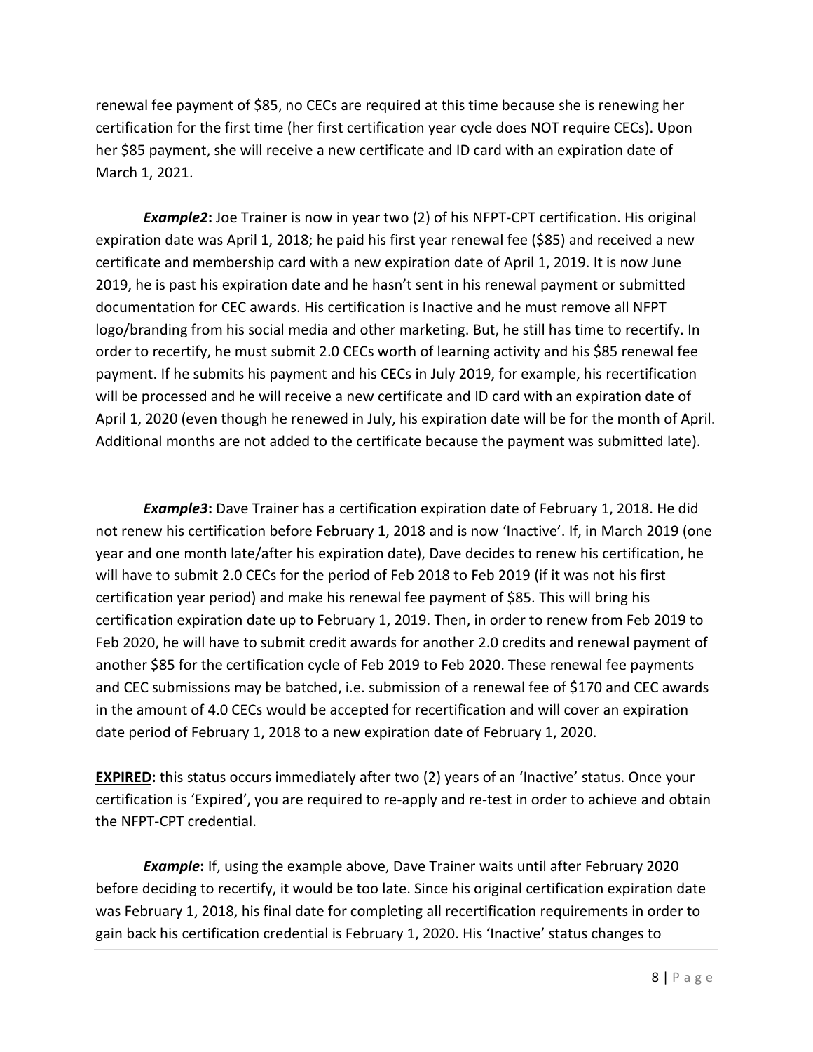renewal fee payment of $85, no CECs are required at this time because she is renewing her certification for the first time (her first certification year cycle does NOT require CECs). Upon her $85 payment, she will receive a new certificate and ID card with an expiration date of March 1, 2021.

***Example2*:** Joe Trainer is now in year two (2) of his NFPT-CPT certification. His original expiration date was April 1, 2018; he paid his first year renewal fee ($85) and received a new certificate and membership card with a new expiration date of April 1, 2019. It is now June 2019, he is past his expiration date and he hasn't sent in his renewal payment or submitted documentation for CEC awards. His certification is Inactive and he must remove all NFPT logo/branding from his social media and other marketing. But, he still has time to recertify. In order to recertify, he must submit 2.0 CECs worth of learning activity and his $85 renewal fee payment. If he submits his payment and his CECs in July 2019, for example, his recertification will be processed and he will receive a new certificate and ID card with an expiration date of April 1, 2020 (even though he renewed in July, his expiration date will be for the month of April. Additional months are not added to the certificate because the payment was submitted late).

***Example3*:** Dave Trainer has a certification expiration date of February 1, 2018. He did not renew his certification before February 1, 2018 and is now 'Inactive'. If, in March 2019 (one year and one month late/after his expiration date), Dave decides to renew his certification, he will have to submit 2.0 CECs for the period of Feb 2018 to Feb 2019 (if it was not his first certification year period) and make his renewal fee payment of $85. This will bring his certification expiration date up to February 1, 2019. Then, in order to renew from Feb 2019 to Feb 2020, he will have to submit credit awards for another 2.0 credits and renewal payment of another $85 for the certification cycle of Feb 2019 to Feb 2020. These renewal fee payments and CEC submissions may be batched, i.e. submission of a renewal fee of $170 and CEC awards in the amount of 4.0 CECs would be accepted for recertification and will cover an expiration date period of February 1, 2018 to a new expiration date of February 1, 2020.

**EXPIRED:** this status occurs immediately after two (2) years of an 'Inactive' status. Once your certification is 'Expired', you are required to re-apply and re-test in order to achieve and obtain the NFPT-CPT credential.

***Example*:** If, using the example above, Dave Trainer waits until after February 2020 before deciding to recertify, it would be too late. Since his original certification expiration date was February 1, 2018, his final date for completing all recertification requirements in order to gain back his certification credential is February 1, 2020. His 'Inactive' status changes to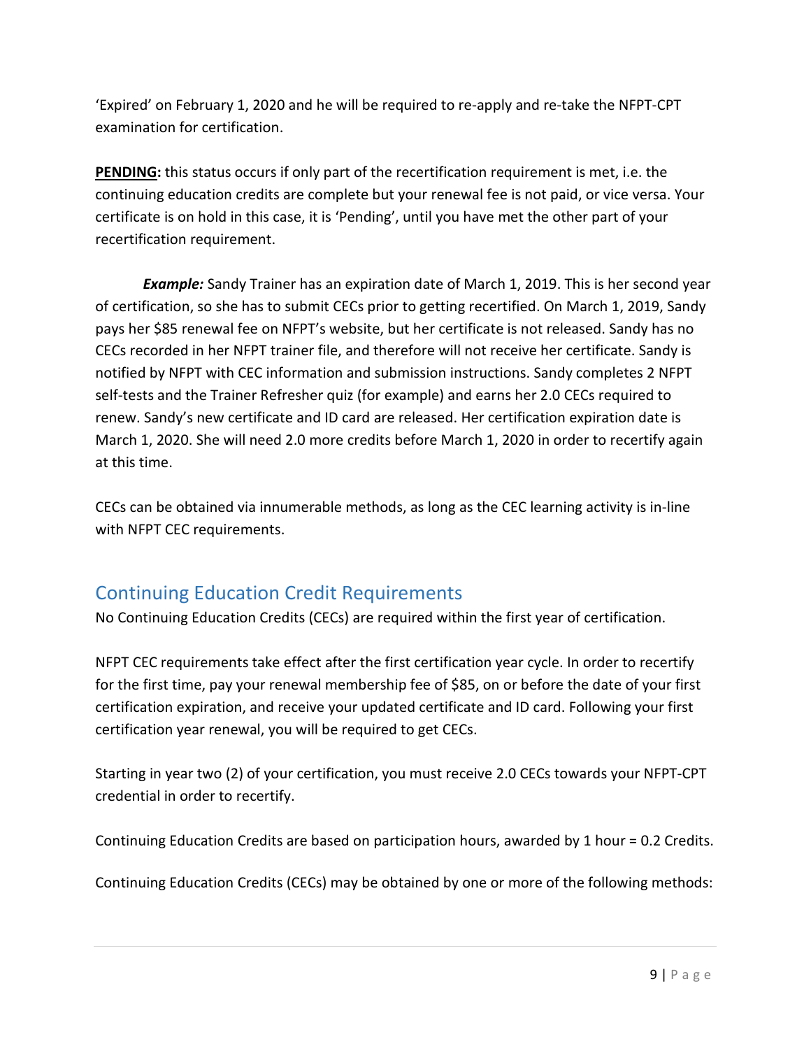'Expired' on February 1, 2020 and he will be required to re-apply and re-take the NFPT-CPT examination for certification.

**PENDING:** this status occurs if only part of the recertification requirement is met, i.e. the continuing education credits are complete but your renewal fee is not paid, or vice versa. Your certificate is on hold in this case, it is 'Pending', until you have met the other part of your recertification requirement.

***Example:*** Sandy Trainer has an expiration date of March 1, 2019. This is her second year of certification, so she has to submit CECs prior to getting recertified. On March 1, 2019, Sandy pays her $85 renewal fee on NFPT's website, but her certificate is not released. Sandy has no CECs recorded in her NFPT trainer file, and therefore will not receive her certificate. Sandy is notified by NFPT with CEC information and submission instructions. Sandy completes 2 NFPT self-tests and the Trainer Refresher quiz (for example) and earns her 2.0 CECs required to renew. Sandy's new certificate and ID card are released. Her certification expiration date is March 1, 2020. She will need 2.0 more credits before March 1, 2020 in order to recertify again at this time.

CECs can be obtained via innumerable methods, as long as the CEC learning activity is in-line with NFPT CEC requirements.

## Continuing Education Credit Requirements

No Continuing Education Credits (CECs) are required within the first year of certification.

NFPT CEC requirements take effect after the first certification year cycle. In order to recertify for the first time, pay your renewal membership fee of $85, on or before the date of your first certification expiration, and receive your updated certificate and ID card. Following your first certification year renewal, you will be required to get CECs.

Starting in year two (2) of your certification, you must receive 2.0 CECs towards your NFPT-CPT credential in order to recertify.

Continuing Education Credits are based on participation hours, awarded by 1 hour = 0.2 Credits.

Continuing Education Credits (CECs) may be obtained by one or more of the following methods: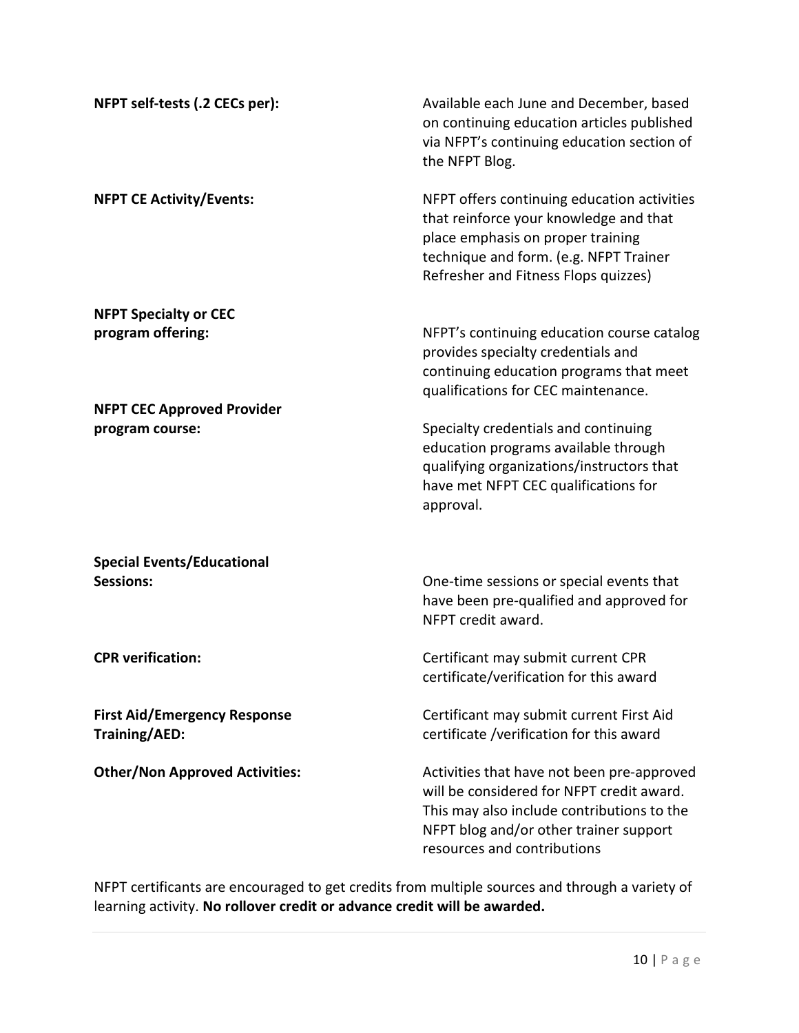**NFPT self-tests (.2 CECs per):** Available each June and December, based on continuing education articles published via NFPT's continuing education section of the NFPT Blog.

**NFPT CE Activity/Events:** NFPT offers continuing education activities that reinforce your knowledge and that place emphasis on proper training technique and form. (e.g. NFPT Trainer Refresher and Fitness Flops quizzes)

**NFPT Specialty or CEC program offering:** NFPT's continuing education course catalog provides specialty credentials and continuing education programs that meet qualifications for CEC maintenance.

**NFPT CEC Approved Provider program course:** Specialty credentials and continuing education programs available through qualifying organizations/instructors that have met NFPT CEC qualifications for approval.

**Special Events/Educational Sessions:** One-time sessions or special events that have been pre-qualified and approved for NFPT credit award.

**CPR verification:** Certificant may submit current CPR certificate/verification for this award

**First Aid/Emergency Response Training/AED:** Certificant may submit current First Aid certificate /verification for this award

**Other/Non Approved Activities:** Activities that have not been pre-approved will be considered for NFPT credit award. This may also include contributions to the NFPT blog and/or other trainer support resources and contributions

NFPT certificants are encouraged to get credits from multiple sources and through a variety of learning activity. **No rollover credit or advance credit will be awarded.**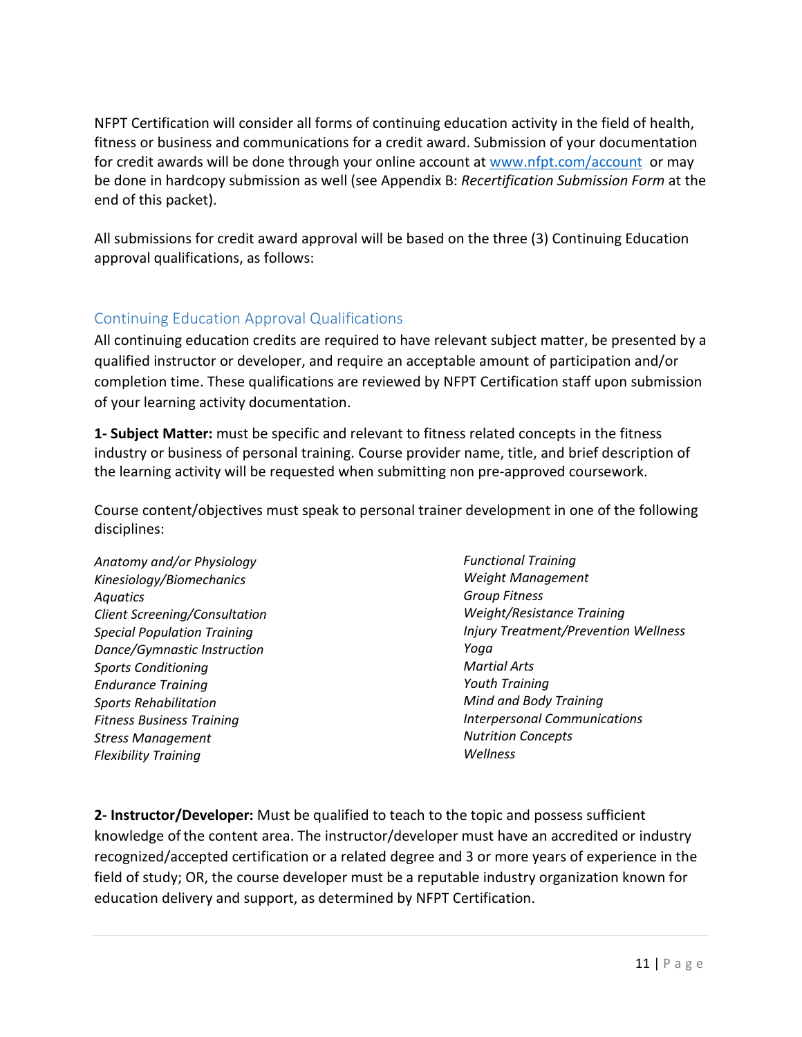NFPT Certification will consider all forms of continuing education activity in the field of health, fitness or business and communications for a credit award. Submission of your documentation for credit awards will be done through your online account at [www.nfpt.com/account](www.nfpt.com/account) or may be done in hardcopy submission as well (see Appendix B: *Recertification Submission Form* at the end of this packet).

All submissions for credit award approval will be based on the three (3) Continuing Education approval qualifications, as follows:

## Continuing Education Approval Qualifications

All continuing education credits are required to have relevant subject matter, be presented by a qualified instructor or developer, and require an acceptable amount of participation and/or completion time. These qualifications are reviewed by NFPT Certification staff upon submission of your learning activity documentation.

**1- Subject Matter:** must be specific and relevant to fitness related concepts in the fitness industry or business of personal training. Course provider name, title, and brief description of the learning activity will be requested when submitting non pre-approved coursework.

Course content/objectives must speak to personal trainer development in one of the following disciplines:

*Anatomy and/or Physiology*
*Kinesiology/Biomechanics*
*Aquatics*
*Client Screening/Consultation*
*Special Population Training*
*Dance/Gymnastic Instruction*
*Sports Conditioning*
*Endurance Training*
*Sports Rehabilitation*
*Fitness Business Training*
*Stress Management*
*Flexibility Training*
*Functional Training*
*Weight Management*
*Group Fitness*
*Weight/Resistance Training*
*Injury Treatment/Prevention Wellness*
*Yoga*
*Martial Arts*
*Youth Training*
*Mind and Body Training*
*Interpersonal Communications*
*Nutrition Concepts*
*Wellness*

**2- Instructor/Developer:** Must be qualified to teach to the topic and possess sufficient knowledge of the content area. The instructor/developer must have an accredited or industry recognized/accepted certification or a related degree and 3 or more years of experience in the field of study; OR, the course developer must be a reputable industry organization known for education delivery and support, as determined by NFPT Certification.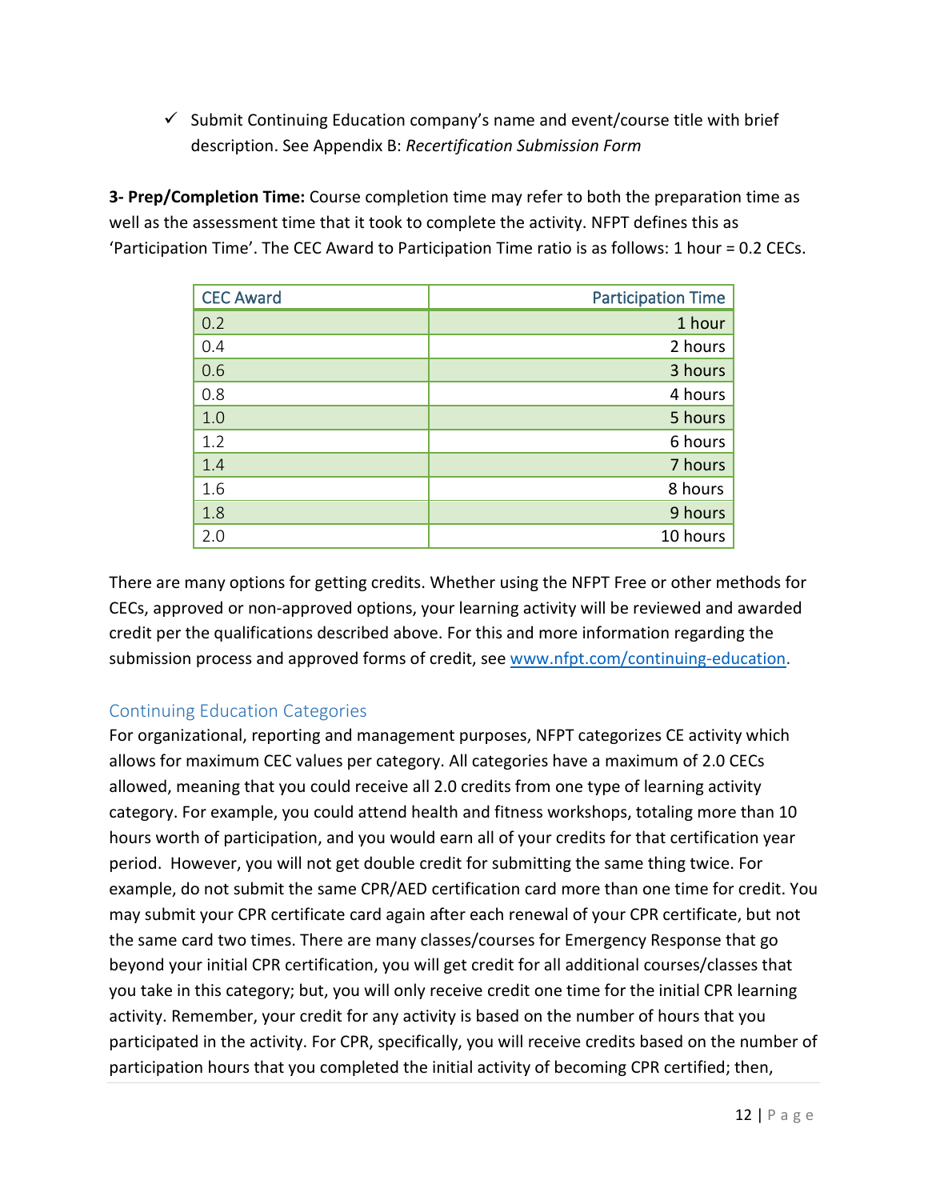- ✓ Submit Continuing Education company's name and event/course title with brief description. See Appendix B: *Recertification Submission Form*

**3- Prep/Completion Time:** Course completion time may refer to both the preparation time as well as the assessment time that it took to complete the activity. NFPT defines this as 'Participation Time'. The CEC Award to Participation Time ratio is as follows: 1 hour = 0.2 CECs.

| CEC Award | Participation Time |
|---|---:|
| 0.2 | 1 hour |
| 0.4 | 2 hours |
| 0.6 | 3 hours |
| 0.8 | 4 hours |
| 1.0 | 5 hours |
| 1.2 | 6 hours |
| 1.4 | 7 hours |
| 1.6 | 8 hours |
| 1.8 | 9 hours |
| 2.0 | 10 hours |

There are many options for getting credits. Whether using the NFPT Free or other methods for CECs, approved or non-approved options, your learning activity will be reviewed and awarded credit per the qualifications described above. For this and more information regarding the submission process and approved forms of credit, see www.nfpt.com/continuing-education.

## Continuing Education Categories

For organizational, reporting and management purposes, NFPT categorizes CE activity which allows for maximum CEC values per category. All categories have a maximum of 2.0 CECs allowed, meaning that you could receive all 2.0 credits from one type of learning activity category. For example, you could attend health and fitness workshops, totaling more than 10 hours worth of participation, and you would earn all of your credits for that certification year period. However, you will not get double credit for submitting the same thing twice. For example, do not submit the same CPR/AED certification card more than one time for credit. You may submit your CPR certificate card again after each renewal of your CPR certificate, but not the same card two times. There are many classes/courses for Emergency Response that go beyond your initial CPR certification, you will get credit for all additional courses/classes that you take in this category; but, you will only receive credit one time for the initial CPR learning activity. Remember, your credit for any activity is based on the number of hours that you participated in the activity. For CPR, specifically, you will receive credits based on the number of participation hours that you completed the initial activity of becoming CPR certified; then,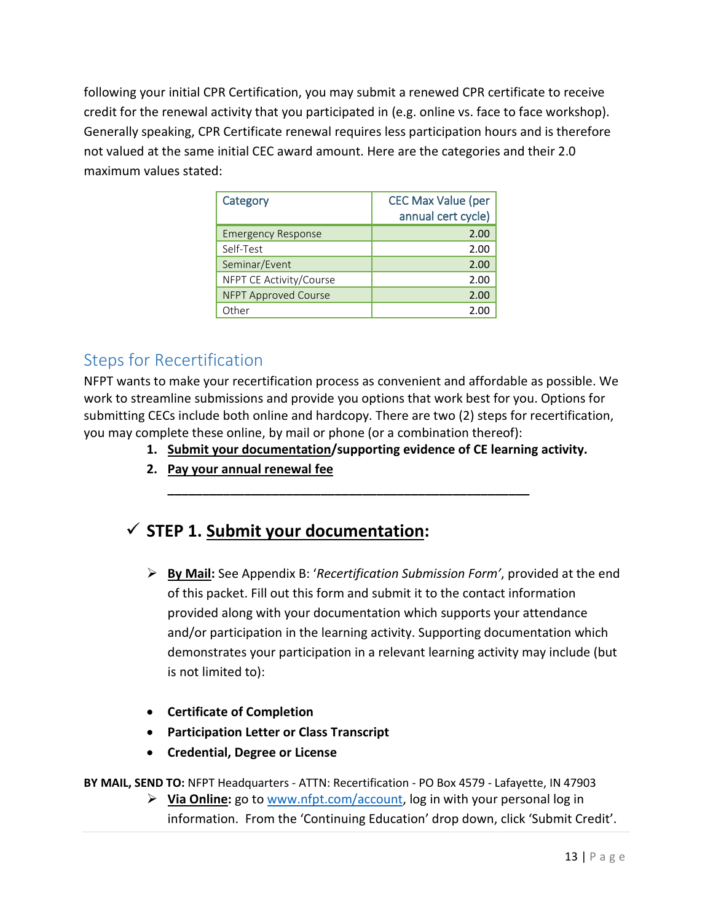following your initial CPR Certification, you may submit a renewed CPR certificate to receive credit for the renewal activity that you participated in (e.g. online vs. face to face workshop). Generally speaking, CPR Certificate renewal requires less participation hours and is therefore not valued at the same initial CEC award amount. Here are the categories and their 2.0 maximum values stated:

| Category | CEC Max Value (per annual cert cycle) |
|---|---|
| Emergency Response | 2.00 |
| Self-Test | 2.00 |
| Seminar/Event | 2.00 |
| NFPT CE Activity/Course | 2.00 |
| NFPT Approved Course | 2.00 |
| Other | 2.00 |

## Steps for Recertification

NFPT wants to make your recertification process as convenient and affordable as possible. We work to streamline submissions and provide you options that work best for you. Options for submitting CECs include both online and hardcopy. There are two (2) steps for recertification, you may complete these online, by mail or phone (or a combination thereof):

1. **Submit your documentation/supporting evidence of CE learning activity.**
2. **Pay your annual renewal fee**

---

### ✓ STEP 1. Submit your documentation:

- **By Mail:** See Appendix B: '*Recertification Submission Form'*, provided at the end of this packet. Fill out this form and submit it to the contact information provided along with your documentation which supports your attendance and/or participation in the learning activity. Supporting documentation which demonstrates your participation in a relevant learning activity may include (but is not limited to):

- **Certificate of Completion**
- **Participation Letter or Class Transcript**
- **Credential, Degree or License**

**BY MAIL, SEND TO:** NFPT Headquarters - ATTN: Recertification - PO Box 4579 - Lafayette, IN 47903

- **Via Online:** go to www.nfpt.com/account, log in with your personal log in information. From the 'Continuing Education' drop down, click 'Submit Credit'.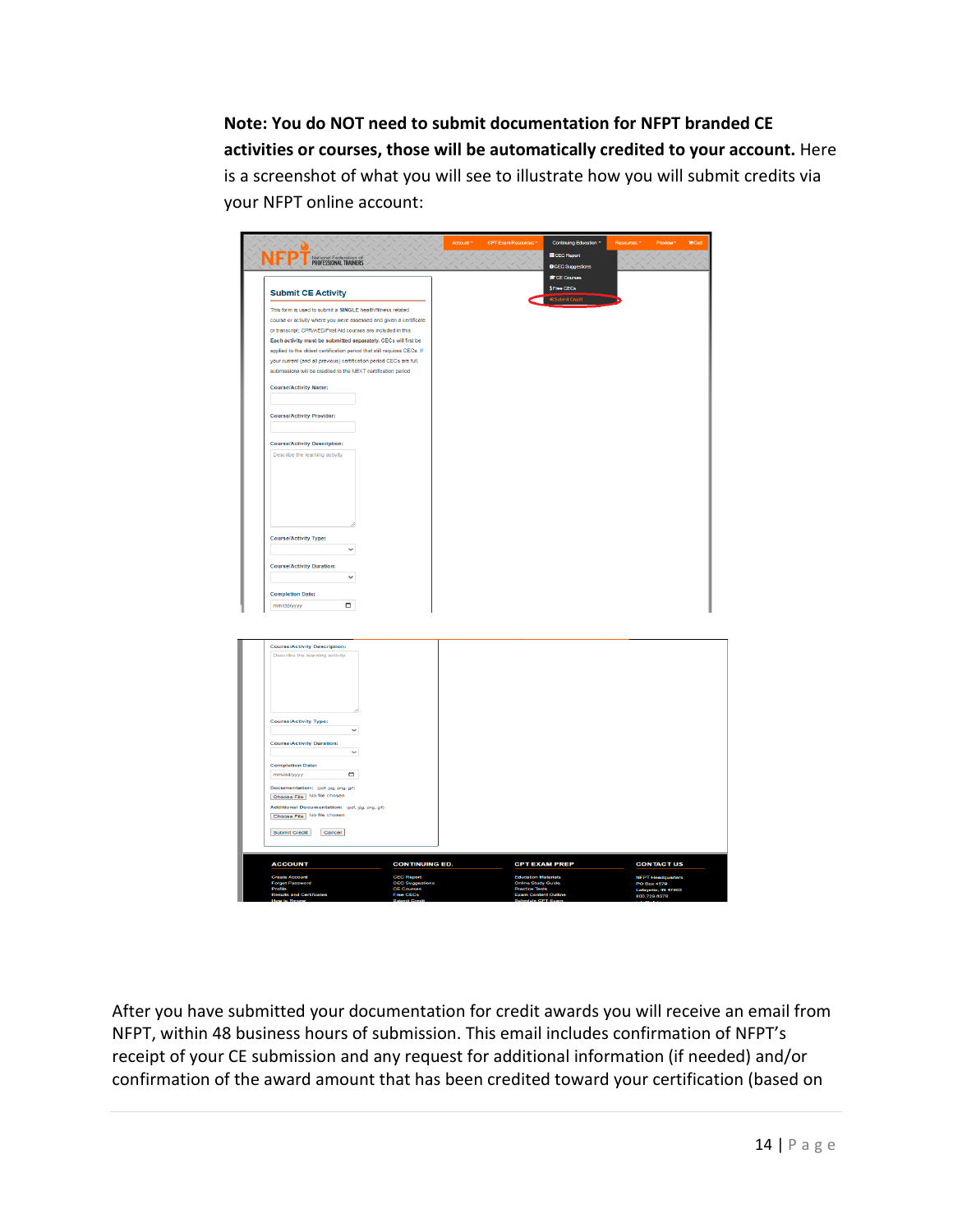**Note: You do NOT need to submit documentation for NFPT branded CE activities or courses, those will be automatically credited to your account.** Here is a screenshot of what you will see to illustrate how you will submit credits via your NFPT online account:

After you have submitted your documentation for credit awards you will receive an email from NFPT, within 48 business hours of submission. This email includes confirmation of NFPT's receipt of your CE submission and any request for additional information (if needed) and/or confirmation of the award amount that has been credited toward your certification (based on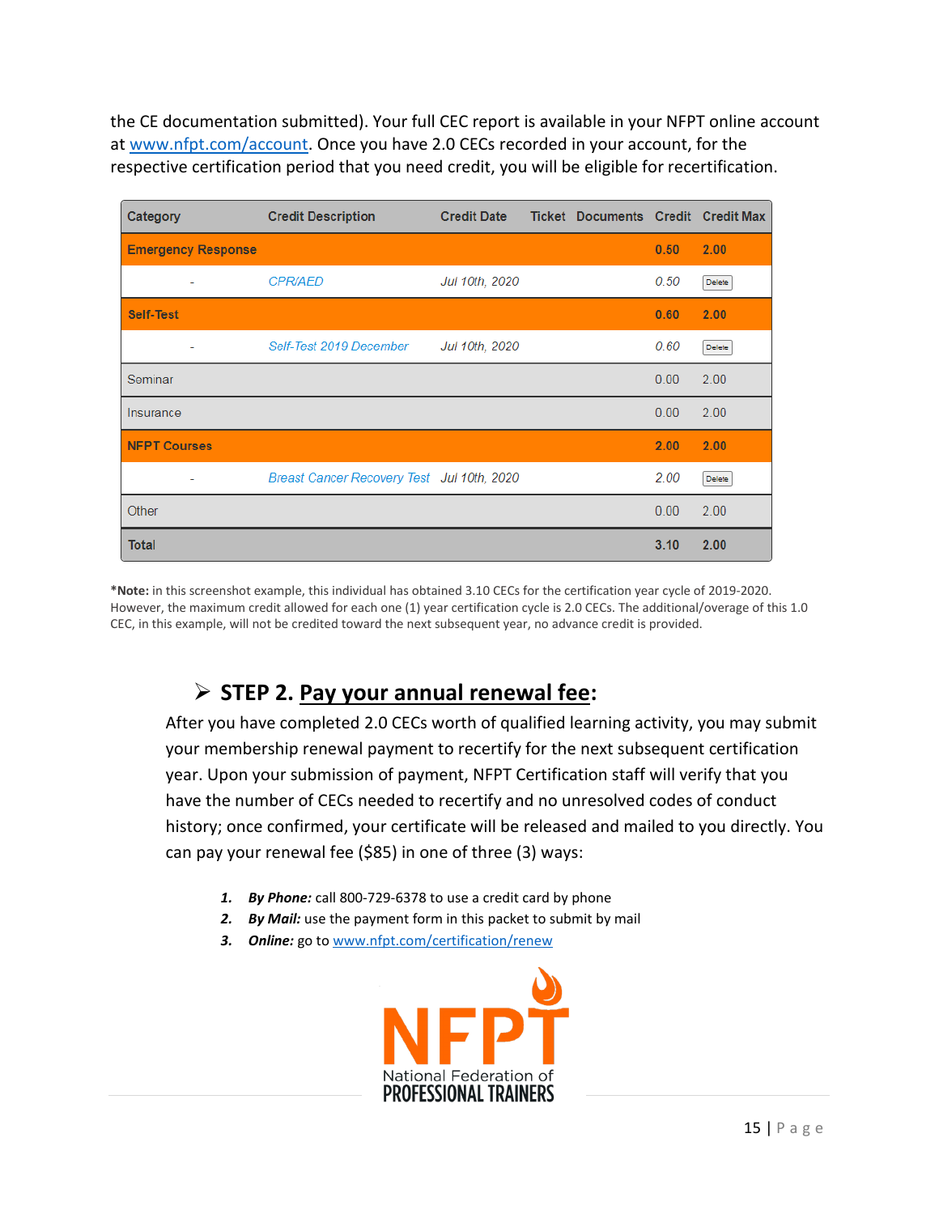the CE documentation submitted). Your full CEC report is available in your NFPT online account at www.nfpt.com/account. Once you have 2.0 CECs recorded in your account, for the respective certification period that you need credit, you will be eligible for recertification.

| Category | Credit Description | Credit Date | Ticket | Documents | Credit | Credit Max |
|---|---|---|---|---|---|---|
| **Emergency Response** | | | | | **0.50** | **2.00** |
| - | CPR/AED | Jul 10th, 2020 | | | 0.50 | Delete |
| **Self-Test** | | | | | **0.60** | **2.00** |
| - | Self-Test 2019 December | Jul 10th, 2020 | | | 0.60 | Delete |
| Seminar | | | | | 0.00 | 2.00 |
| Insurance | | | | | 0.00 | 2.00 |
| **NFPT Courses** | | | | | **2.00** | **2.00** |
| - | Breast Cancer Recovery Test | Jul 10th, 2020 | | | 2.00 | Delete |
| Other | | | | | 0.00 | 2.00 |
| **Total** | | | | | **3.10** | **2.00** |

***Note:** in this screenshot example, this individual has obtained 3.10 CECs for the certification year cycle of 2019-2020. However, the maximum credit allowed for each one (1) year certification cycle is 2.0 CECs. The additional/overage of this 1.0 CEC, in this example, will not be credited toward the next subsequent year, no advance credit is provided.

## ➢ STEP 2. Pay your annual renewal fee:

After you have completed 2.0 CECs worth of qualified learning activity, you may submit your membership renewal payment to recertify for the next subsequent certification year. Upon your submission of payment, NFPT Certification staff will verify that you have the number of CECs needed to recertify and no unresolved codes of conduct history; once confirmed, your certificate will be released and mailed to you directly. You can pay your renewal fee ($85) in one of three (3) ways:

1. ***By Phone:*** call 800-729-6378 to use a credit card by phone
2. ***By Mail:*** use the payment form in this packet to submit by mail
3. ***Online:*** go to www.nfpt.com/certification/renew

NFPT
National Federation of
PROFESSIONAL TRAINERS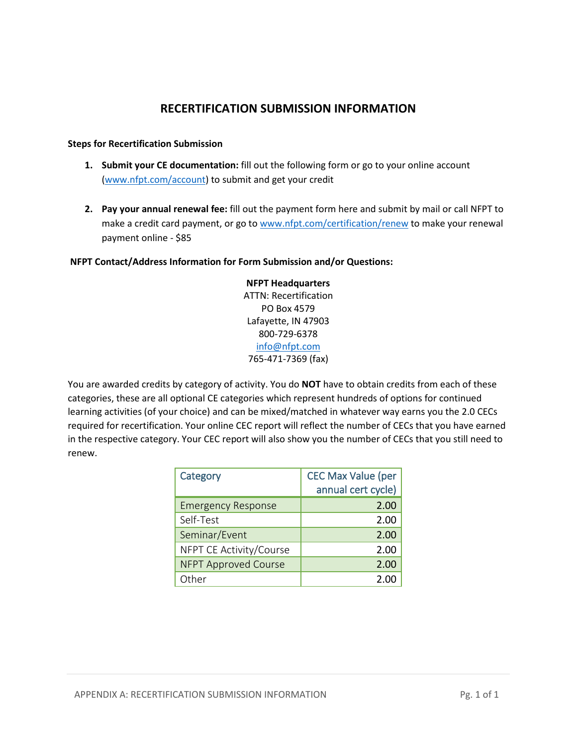# RECERTIFICATION SUBMISSION INFORMATION

**Steps for Recertification Submission**

1. **Submit your CE documentation:** fill out the following form or go to your online account (www.nfpt.com/account) to submit and get your credit

2. **Pay your annual renewal fee:** fill out the payment form here and submit by mail or call NFPT to make a credit card payment, or go to www.nfpt.com/certification/renew to make your renewal payment online - $85

**NFPT Contact/Address Information for Form Submission and/or Questions:**

**NFPT Headquarters**
ATTN: Recertification
PO Box 4579
Lafayette, IN 47903
800-729-6378
info@nfpt.com
765-471-7369 (fax)

You are awarded credits by category of activity. You do **NOT** have to obtain credits from each of these categories, these are all optional CE categories which represent hundreds of options for continued learning activities (of your choice) and can be mixed/matched in whatever way earns you the 2.0 CECs required for recertification. Your online CEC report will reflect the number of CECs that you have earned in the respective category. Your CEC report will also show you the number of CECs that you still need to renew.

| Category | CEC Max Value (per annual cert cycle) |
|---|---:|
| Emergency Response | 2.00 |
| Self-Test | 2.00 |
| Seminar/Event | 2.00 |
| NFPT CE Activity/Course | 2.00 |
| NFPT Approved Course | 2.00 |
| Other | 2.00 |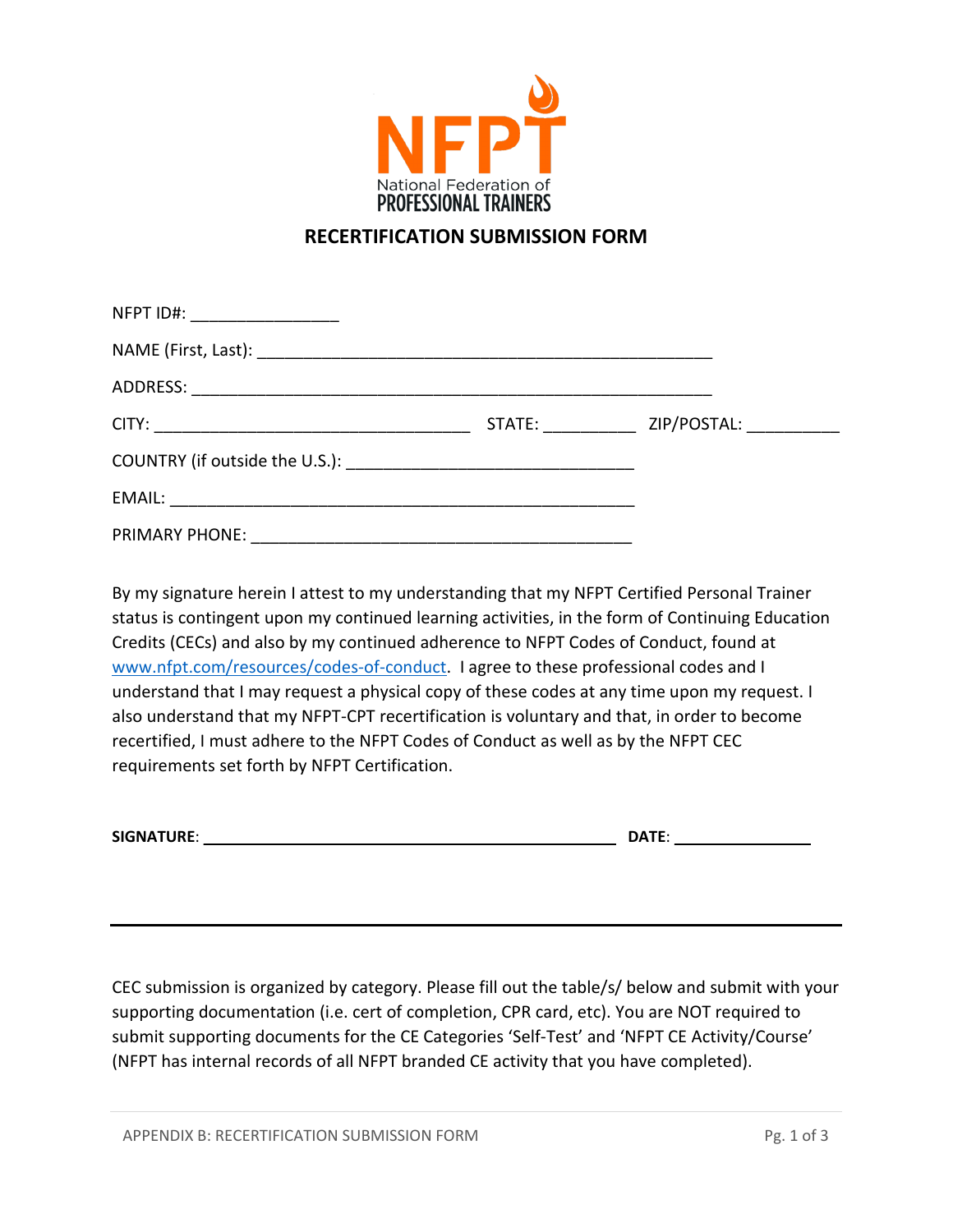NFPT

National Federation of
PROFESSIONAL TRAINERS

## RECERTIFICATION SUBMISSION FORM

NFPT ID#: ________________

NAME (First, Last): __________________________________________________

ADDRESS: _________________________________________________________

CITY: __________________________________ STATE: __________ ZIP/POSTAL: __________

COUNTRY (if outside the U.S.): ______________________________

EMAIL: ___________________________________________________

PRIMARY PHONE: __________________________________________

By my signature herein I attest to my understanding that my NFPT Certified Personal Trainer status is contingent upon my continued learning activities, in the form of Continuing Education Credits (CECs) and also by my continued adherence to NFPT Codes of Conduct, found at www.nfpt.com/resources/codes-of-conduct. I agree to these professional codes and I understand that I may request a physical copy of these codes at any time upon my request. I also understand that my NFPT-CPT recertification is voluntary and that, in order to become recertified, I must adhere to the NFPT Codes of Conduct as well as by the NFPT CEC requirements set forth by NFPT Certification.

**SIGNATURE**: ______________________________________________ **DATE**: ________________

---

CEC submission is organized by category. Please fill out the table/s/ below and submit with your supporting documentation (i.e. cert of completion, CPR card, etc). You are NOT required to submit supporting documents for the CE Categories 'Self-Test' and 'NFPT CE Activity/Course' (NFPT has internal records of all NFPT branded CE activity that you have completed).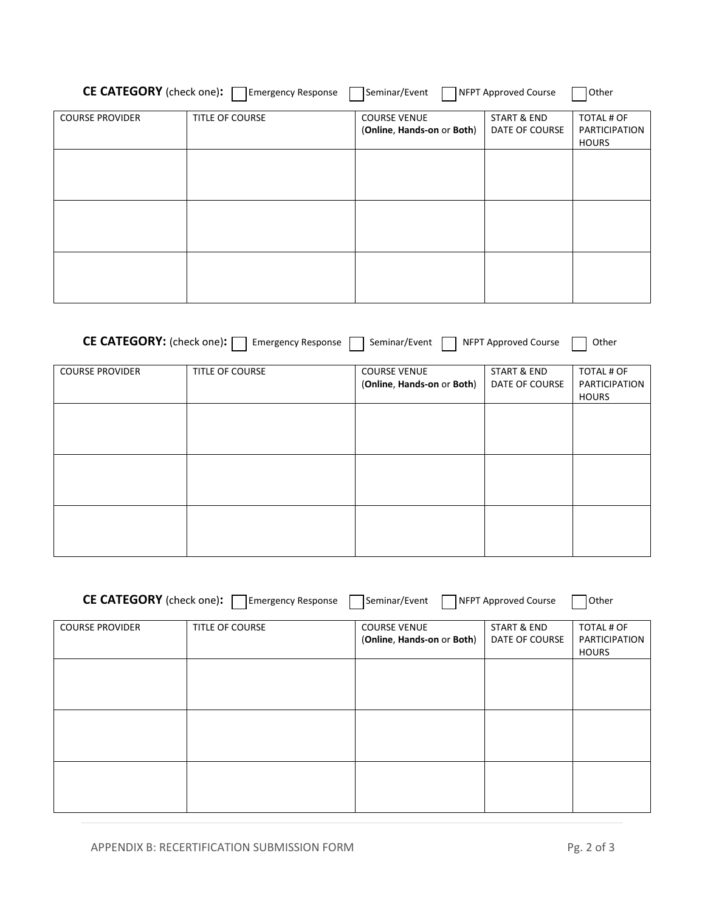**CE CATEGORY** (check one)**:** ☐ Emergency Response ☐ Seminar/Event ☐ NFPT Approved Course ☐ Other

| COURSE PROVIDER | TITLE OF COURSE | COURSE VENUE (**Online**, **Hands-on** or **Both**) | START & END DATE OF COURSE | TOTAL # OF PARTICIPATION HOURS |
| --- | --- | --- | --- | --- |
| | | | | |
| | | | | |
| | | | | |

**CE CATEGORY:** (check one)**:** ☐ Emergency Response ☐ Seminar/Event ☐ NFPT Approved Course ☐ Other

| COURSE PROVIDER | TITLE OF COURSE | COURSE VENUE (**Online**, **Hands-on** or **Both**) | START & END DATE OF COURSE | TOTAL # OF PARTICIPATION HOURS |
| --- | --- | --- | --- | --- |
| | | | | |
| | | | | |
| | | | | |

**CE CATEGORY** (check one)**:** ☐ Emergency Response ☐ Seminar/Event ☐ NFPT Approved Course ☐ Other

| COURSE PROVIDER | TITLE OF COURSE | COURSE VENUE (**Online**, **Hands-on** or **Both**) | START & END DATE OF COURSE | TOTAL # OF PARTICIPATION HOURS |
| --- | --- | --- | --- | --- |
| | | | | |
| | | | | |
| | | | | |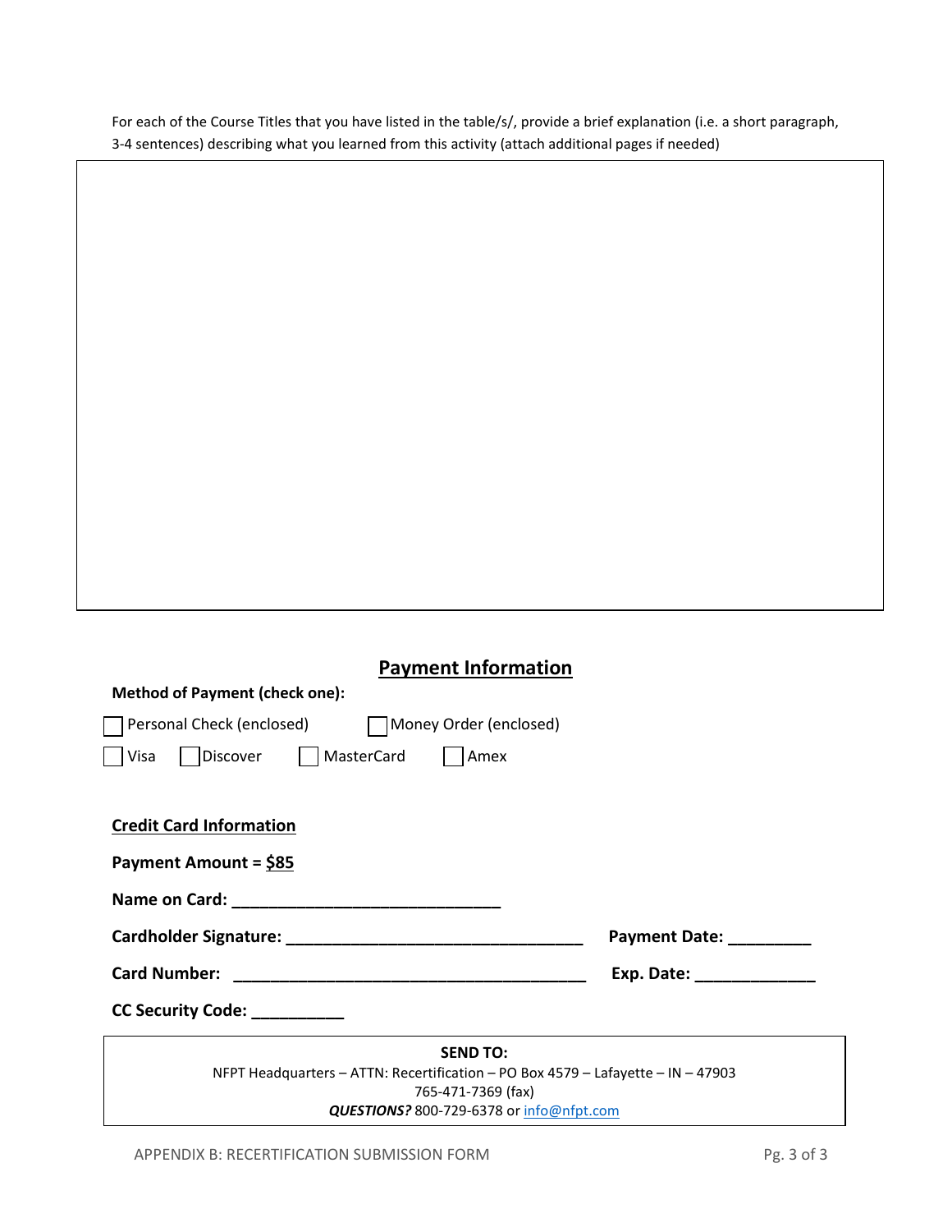For each of the Course Titles that you have listed in the table/s/, provide a brief explanation (i.e. a short paragraph, 3-4 sentences) describing what you learned from this activity (attach additional pages if needed)

## Payment Information

**Method of Payment (check one):**

☐ Personal Check (enclosed) ☐ Money Order (enclosed)

☐ Visa ☐ Discover ☐ MasterCard ☐ Amex

**Credit Card Information**

**Payment Amount = $85**

**Name on Card:** ______________________________

**Cardholder Signature:** __________________________________ **Payment Date:** _________

**Card Number:** ________________________________________ **Exp. Date:** _____________

**CC Security Code:** __________

**SEND TO:**

NFPT Headquarters – ATTN: Recertification – PO Box 4579 – Lafayette – IN – 47903

765-471-7369 (fax)

***QUESTIONS?*** 800-729-6378 or info@nfpt.com

APPENDIX B: RECERTIFICATION SUBMISSION FORM